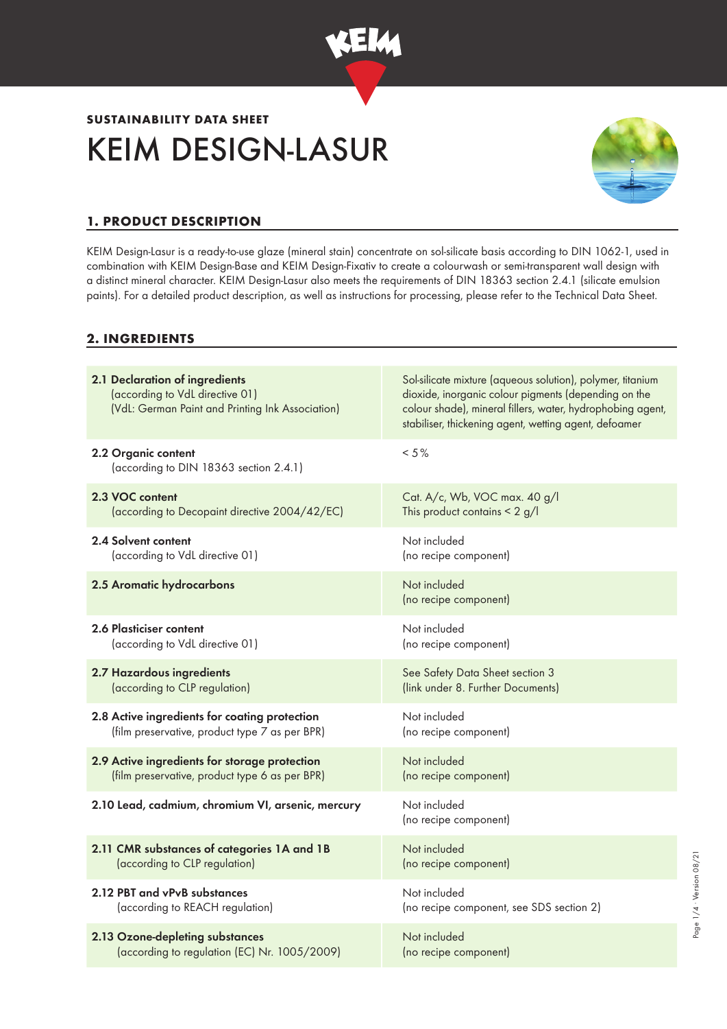**SUSTAINABILITY DATA SHEET**

# KEIM DESIGN-LASUR

## 1. PRODUCT DESCRIPTION

KEIM Design-Lasur is a ready-to-use glaze (mineral stain) concentrate on sol-silicate basis according to DIN 1062-1, used in combination with KEIM Design-Base and KEIM Design-Fixativ to create a colourwash or semi-transparent wall design with a distinct mineral character. KEIM Design-Lasur also meets the requirements of DIN 18363 section 2.4.1 (silicate emulsion paints). For a detailed product description, as well as instructions for processing, please refer to the Technical Data Sheet.

## 2. INGREDIENTS

| | |
|---|---|
| **2.1 Declaration of ingredients** (according to VdL directive 01) (VdL: German Paint and Printing Ink Association) | Sol-silicate mixture (aqueous solution), polymer, titanium dioxide, inorganic colour pigments (depending on the colour shade), mineral fillers, water, hydrophobing agent, stabiliser, thickening agent, wetting agent, defoamer |
| **2.2 Organic content** (according to DIN 18363 section 2.4.1) | < 5 % |
| **2.3 VOC content** (according to Decopaint directive 2004/42/EC) | Cat. A/c, Wb, VOC max. 40 g/l<br>This product contains < 2 g/l |
| **2.4 Solvent content** (according to VdL directive 01) | Not included<br>(no recipe component) |
| **2.5 Aromatic hydrocarbons** | Not included<br>(no recipe component) |
| **2.6 Plasticiser content** (according to VdL directive 01) | Not included<br>(no recipe component) |
| **2.7 Hazardous ingredients** (according to CLP regulation) | See Safety Data Sheet section 3<br>(link under 8. Further Documents) |
| **2.8 Active ingredients for coating protection** (film preservative, product type 7 as per BPR) | Not included<br>(no recipe component) |
| **2.9 Active ingredients for storage protection** (film preservative, product type 6 as per BPR) | Not included<br>(no recipe component) |
| **2.10 Lead, cadmium, chromium VI, arsenic, mercury** | Not included<br>(no recipe component) |
| **2.11 CMR substances of categories 1A and 1B** (according to CLP regulation) | Not included<br>(no recipe component) |
| **2.12 PBT and vPvB substances** (according to REACH regulation) | Not included<br>(no recipe component, see SDS section 2) |
| **2.13 Ozone-depleting substances** (according to regulation (EC) Nr. 1005/2009) | Not included<br>(no recipe component) |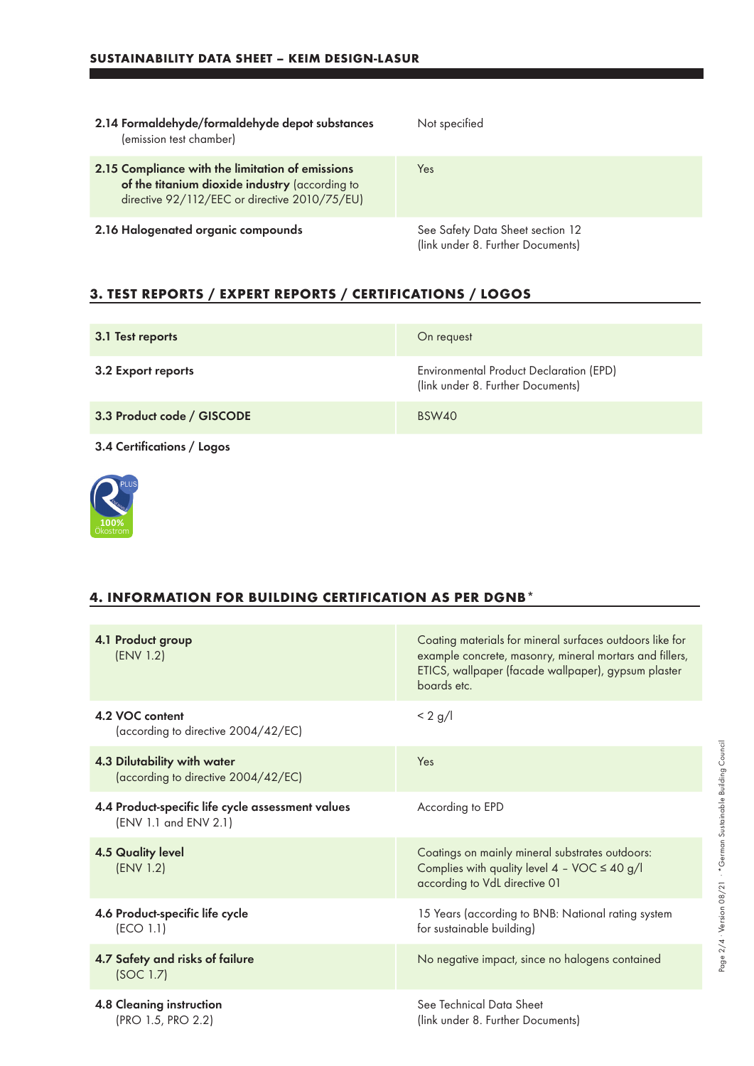| | |
|---|---|
| **2.14 Formaldehyde/formaldehyde depot substances** (emission test chamber) | Not specified |
| **2.15 Compliance with the limitation of emissions of the titanium dioxide industry** (according to directive 92/112/EEC or directive 2010/75/EU) | Yes |
| **2.16 Halogenated organic compounds** | See Safety Data Sheet section 12 (link under 8. Further Documents) |

## 3. TEST REPORTS / EXPERT REPORTS / CERTIFICATIONS / LOGOS

| | |
|---|---|
| **3.1 Test reports** | On request |
| **3.2 Export reports** | Environmental Product Declaration (EPD) (link under 8. Further Documents) |
| **3.3 Product code / GISCODE** | BSW40 |

**3.4 Certifications / Logos**

PLUS
100% Ökostrom

## 4. INFORMATION FOR BUILDING CERTIFICATION AS PER DGNB*

| | |
|---|---|
| **4.1 Product group** (ENV 1.2) | Coating materials for mineral surfaces outdoors like for example concrete, masonry, mineral mortars and fillers, ETICS, wallpaper (facade wallpaper), gypsum plaster boards etc. |
| **4.2 VOC content** (according to directive 2004/42/EC) | < 2 g/l |
| **4.3 Dilutability with water** (according to directive 2004/42/EC) | Yes |
| **4.4 Product-specific life cycle assessment values** (ENV 1.1 and ENV 2.1) | According to EPD |
| **4.5 Quality level** (ENV 1.2) | Coatings on mainly mineral substrates outdoors: Complies with quality level 4 – VOC ≤ 40 g/l according to VdL directive 01 |
| **4.6 Product-specific life cycle** (ECO 1.1) | 15 Years (according to BNB: National rating system for sustainable building) |
| **4.7 Safety and risks of failure** (SOC 1.7) | No negative impact, since no halogens contained |
| **4.8 Cleaning instruction** (PRO 1.5, PRO 2.2) | See Technical Data Sheet (link under 8. Further Documents) |

*German Sustainable Building Council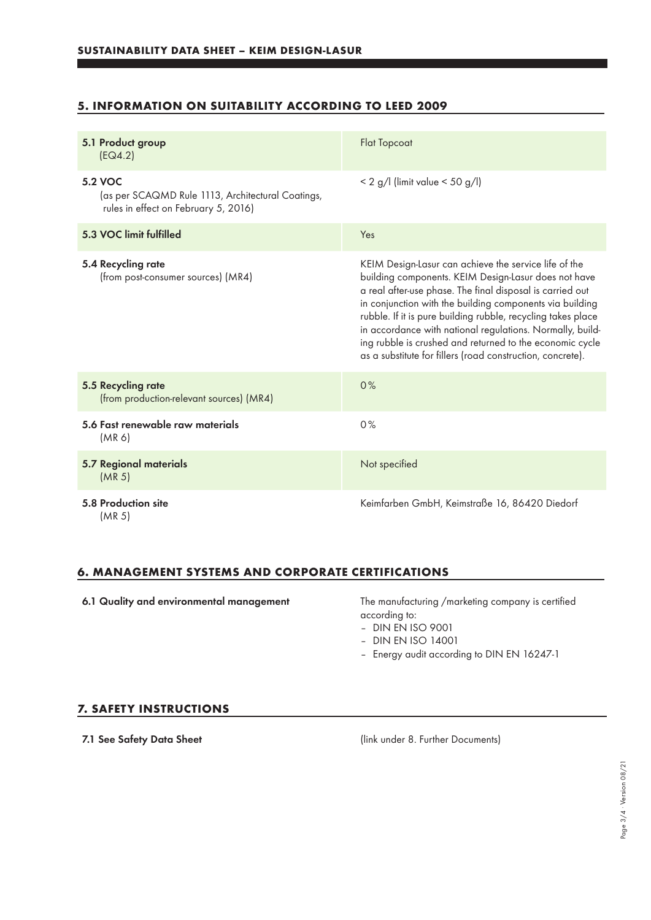## 5. INFORMATION ON SUITABILITY ACCORDING TO LEED 2009

| | |
|---|---|
| **5.1 Product group** (EQ4.2) | Flat Topcoat |
| **5.2 VOC** (as per SCAQMD Rule 1113, Architectural Coatings, rules in effect on February 5, 2016) | < 2 g/l (limit value < 50 g/l) |
| **5.3 VOC limit fulfilled** | Yes |
| **5.4 Recycling rate** (from post-consumer sources) (MR4) | KEIM Design-Lasur can achieve the service life of the building components. KEIM Design-Lasur does not have a real after-use phase. The final disposal is carried out in conjunction with the building components via building rubble. If it is pure building rubble, recycling takes place in accordance with national regulations. Normally, building rubble is crushed and returned to the economic cycle as a substitute for fillers (road construction, concrete). |
| **5.5 Recycling rate** (from production-relevant sources) (MR4) | 0% |
| **5.6 Fast renewable raw materials** (MR 6) | 0% |
| **5.7 Regional materials** (MR 5) | Not specified |
| **5.8 Production site** (MR 5) | Keimfarben GmbH, Keimstraße 16, 86420 Diedorf |

## 6. MANAGEMENT SYSTEMS AND CORPORATE CERTIFICATIONS

| | |
|---|---|
| **6.1 Quality and environmental management** | The manufacturing /marketing company is certified according to:<br>– DIN EN ISO 9001<br>– DIN EN ISO 14001<br>– Energy audit according to DIN EN 16247-1 |

## 7. SAFETY INSTRUCTIONS

| | |
|---|---|
| **7.1 See Safety Data Sheet** | (link under 8. Further Documents) |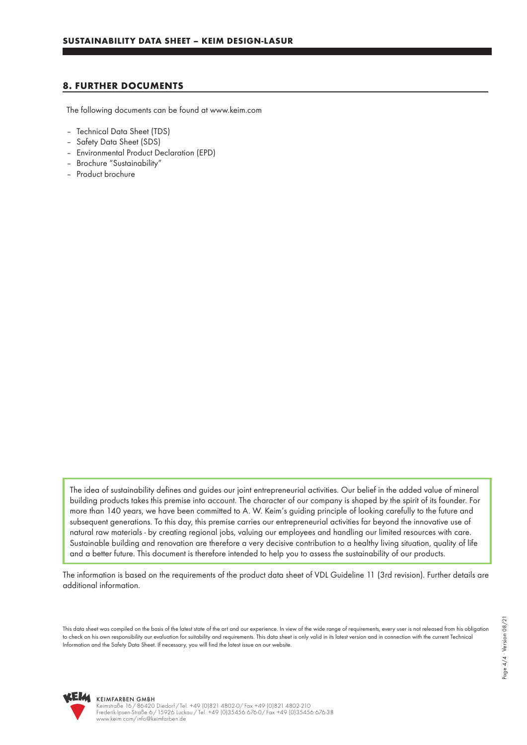## 8. FURTHER DOCUMENTS

The following documents can be found at www.keim.com

- Technical Data Sheet (TDS)
- Safety Data Sheet (SDS)
- Environmental Product Declaration (EPD)
- Brochure "Sustainability"
- Product brochure

The idea of sustainability defines and guides our joint entrepreneurial activities. Our belief in the added value of mineral building products takes this premise into account. The character of our company is shaped by the spirit of its founder. For more than 140 years, we have been committed to A. W. Keim's guiding principle of looking carefully to the future and subsequent generations. To this day, this premise carries our entrepreneurial activities far beyond the innovative use of natural raw materials - by creating regional jobs, valuing our employees and handling our limited resources with care. Sustainable building and renovation are therefore a very decisive contribution to a healthy living situation, quality of life and a better future. This document is therefore intended to help you to assess the sustainability of our products.

The information is based on the requirements of the product data sheet of VDL Guideline 11 (3rd revision). Further details are additional information.

This data sheet was compiled on the basis of the latest state of the art and our experience. In view of the wide range of requirements, every user is not released from his obligation to check on his own responsibility our evaluation for suitability and requirements. This data sheet is only valid in its latest version and in connection with the current Technical Information and the Safety Data Sheet. If necessary, you will find the latest issue on our website.

KEIMFARBEN GMBH
Keimstraße 16 / 86420 Diedorf / Tel. +49 (0)821 4802-0 / Fax +49 (0)821 4802-210
Frederik-Ipsen-Straße 6 / 15926 Luckau / Tel. +49 (0)35456 676-0 / Fax +49 (0)35456 676-38
www.keim.com / info@keimfarben.de